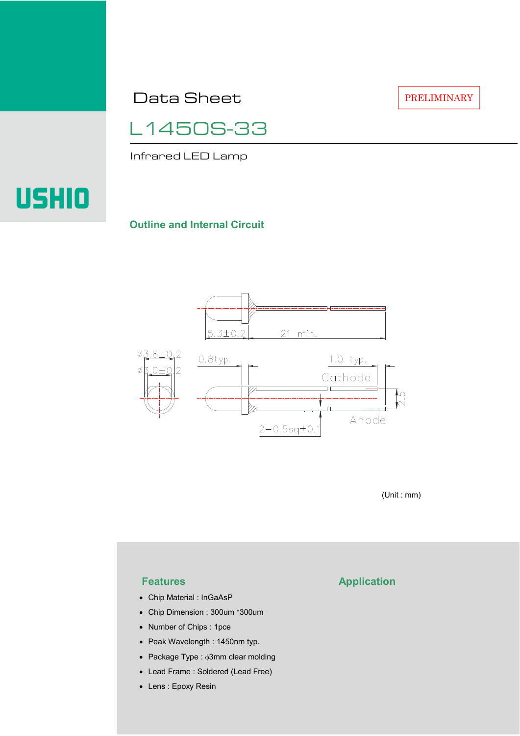# Data Sheet

PRELIMINARY

## L1450S-33

Infrared LED Lamp

USHIO

### Outline and Internal Circuit

5.3±0.2

21 min.

ø3.8±0.2

ø3.0±0.2

0.8typ.

1.0 typ.

Cathode

2.5

Anode

2−0.5sq±0.1

(Unit : mm)

### Features

- Chip Material : InGaAsP
- Chip Dimension : 300um *300um
- Number of Chips : 1pce
- Peak Wavelength : 1450nm typ.
- Package Type : ϕ3mm clear molding
- Lead Frame : Soldered (Lead Free)
- Lens : Epoxy Resin

### Application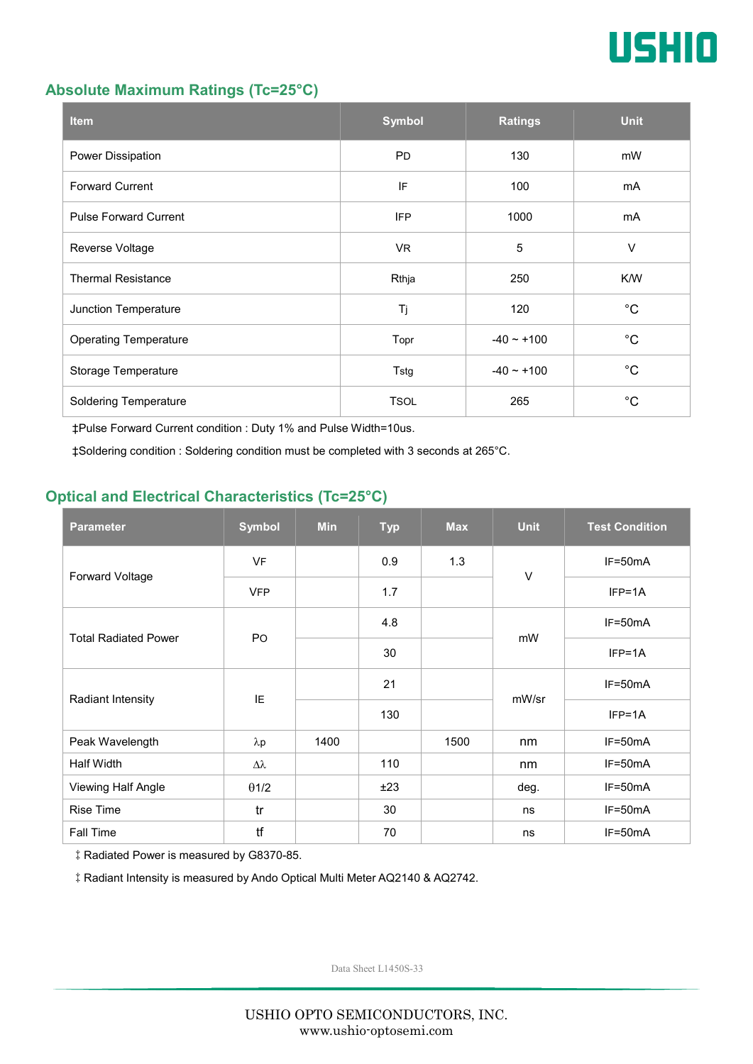## Absolute Maximum Ratings (Tc=25°C)

| Item | Symbol | Ratings | Unit |
|---|---|---|---|
| Power Dissipation | PD | 130 | mW |
| Forward Current | IF | 100 | mA |
| Pulse Forward Current | IFP | 1000 | mA |
| Reverse Voltage | VR | 5 | V |
| Thermal Resistance | Rthja | 250 | K/W |
| Junction Temperature | Tj | 120 | °C |
| Operating Temperature | Topr | -40 ~ +100 | °C |
| Storage Temperature | Tstg | -40 ~ +100 | °C |
| Soldering Temperature | TSOL | 265 | °C |

‡Pulse Forward Current condition : Duty 1% and Pulse Width=10us.

‡Soldering condition : Soldering condition must be completed with 3 seconds at 265°C.

## Optical and Electrical Characteristics (Tc=25°C)

| Parameter | Symbol | Min | Typ | Max | Unit | Test Condition |
|---|---|---|---|---|---|---|
| Forward Voltage | VF | | 0.9 | 1.3 | V | IF=50mA |
| | VFP | | 1.7 | | | IFP=1A |
| Total Radiated Power | PO | | 4.8 | | mW | IF=50mA |
| | | | 30 | | | IFP=1A |
| Radiant Intensity | IE | | 21 | | mW/sr | IF=50mA |
| | | | 130 | | | IFP=1A |
| Peak Wavelength | λp | 1400 | | 1500 | nm | IF=50mA |
| Half Width | Δλ | | 110 | | nm | IF=50mA |
| Viewing Half Angle | θ1/2 | | ±23 | | deg. | IF=50mA |
| Rise Time | tr | | 30 | | ns | IF=50mA |
| Fall Time | tf | | 70 | | ns | IF=50mA |

‡ Radiated Power is measured by G8370-85.

‡ Radiant Intensity is measured by Ando Optical Multi Meter AQ2140 & AQ2742.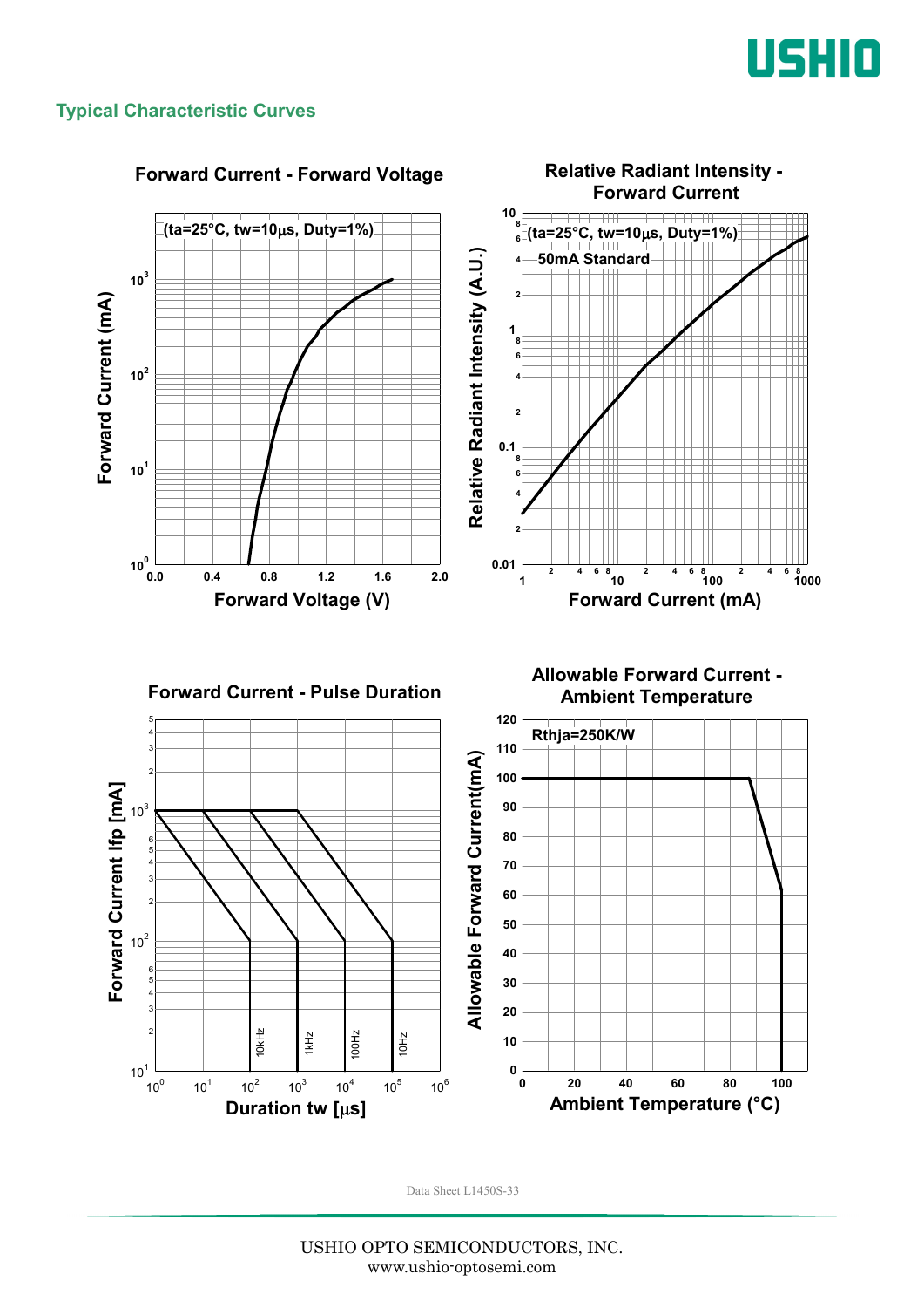## Typical Characteristic Curves

### Forward Current - Forward Voltage

(ta=25°C, tw=10μs, Duty=1%)

Forward Current (mA): $10^0$, $10^1$, $10^2$, $10^3$

Forward Voltage (V): 0.0, 0.4, 0.8, 1.2, 1.6, 2.0

### Relative Radiant Intensity - Forward Current

(ta=25°C, tw=10μs, Duty=1%)

50mA Standard

Relative Radiant Intensity (A.U.): 0.01, 0.1, 1, 10

Forward Current (mA): 1, 10, 100, 1000

### Forward Current - Pulse Duration

Forward Current Ifp [mA]: $10^1$, $10^2$, $10^3$

Duration tw [μs]: $10^0$, $10^1$, $10^2$, $10^3$, $10^4$, $10^5$, $10^6$

10kHz, 1kHz, 100Hz, 10Hz

### Allowable Forward Current - Ambient Temperature

Rthja=250K/W

Allowable Forward Current(mA): 0, 10, 20, 30, 40, 50, 60, 70, 80, 90, 100, 110, 120

Ambient Temperature (°C): 0, 20, 40, 60, 80, 100

Data Sheet L1450S-33

USHIO OPTO SEMICONDUCTORS, INC.
www.ushio-optosemi.com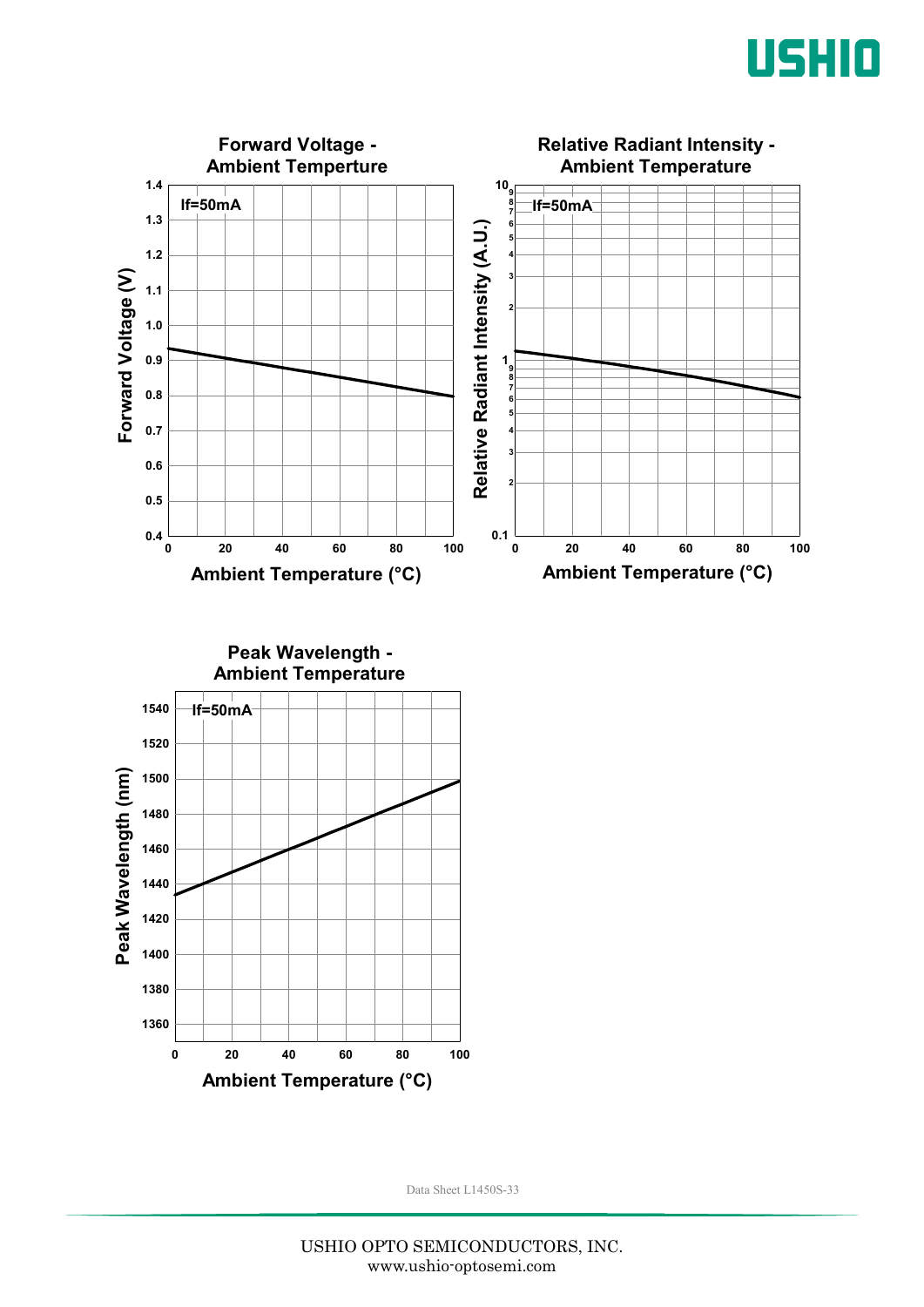**Forward Voltage - Ambient Temperture**

If=50mA

Forward Voltage (V)

Ambient Temperature (°C)

**Relative Radiant Intensity - Ambient Temperature**

If=50mA

Relative Radiant Intensity (A.U.)

Ambient Temperature (°C)

**Peak Wavelength - Ambient Temperature**

If=50mA

Peak Wavelength (nm)

Ambient Temperature (°C)

Data Sheet L1450S-33

USHIO OPTO SEMICONDUCTORS, INC.
www.ushio-optosemi.com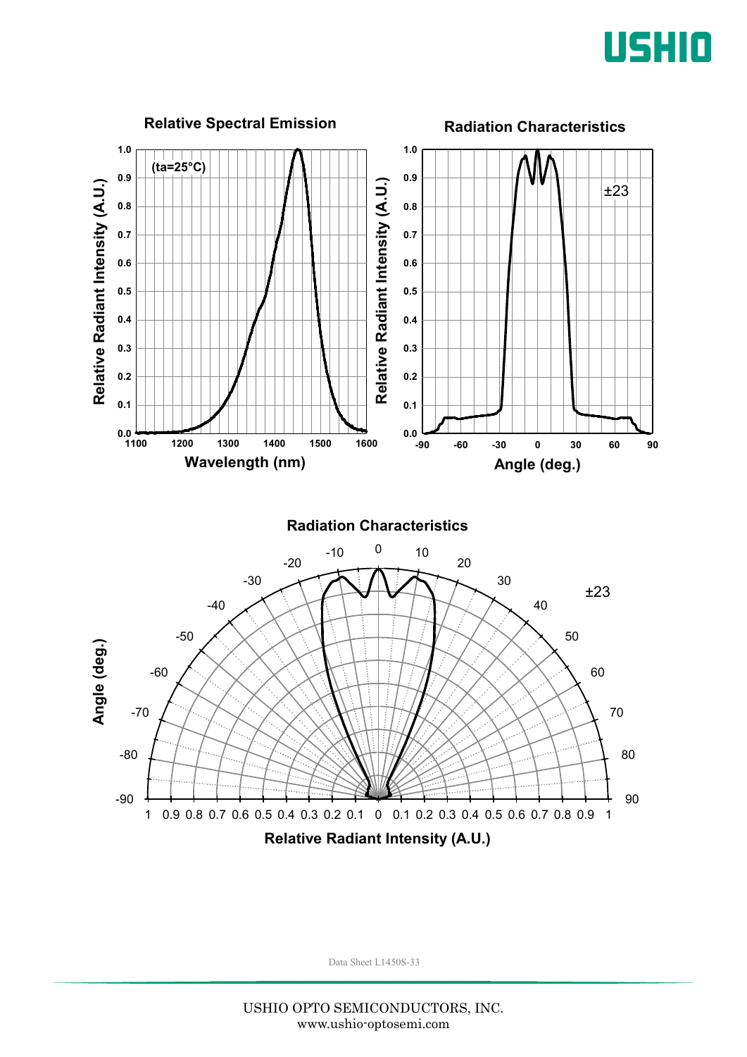## Relative Spectral Emission

(ta=25°C)

Relative Radiant Intensity (A.U.) vs. Wavelength (nm)

## Radiation Characteristics

±23

Relative Radiant Intensity (A.U.) vs. Angle (deg.)

## Radiation Characteristics

±23

Angle (deg.) vs. Relative Radiant Intensity (A.U.)

Data Sheet L1450S-33

USHIO OPTO SEMICONDUCTORS, INC.
www.ushio-optosemi.com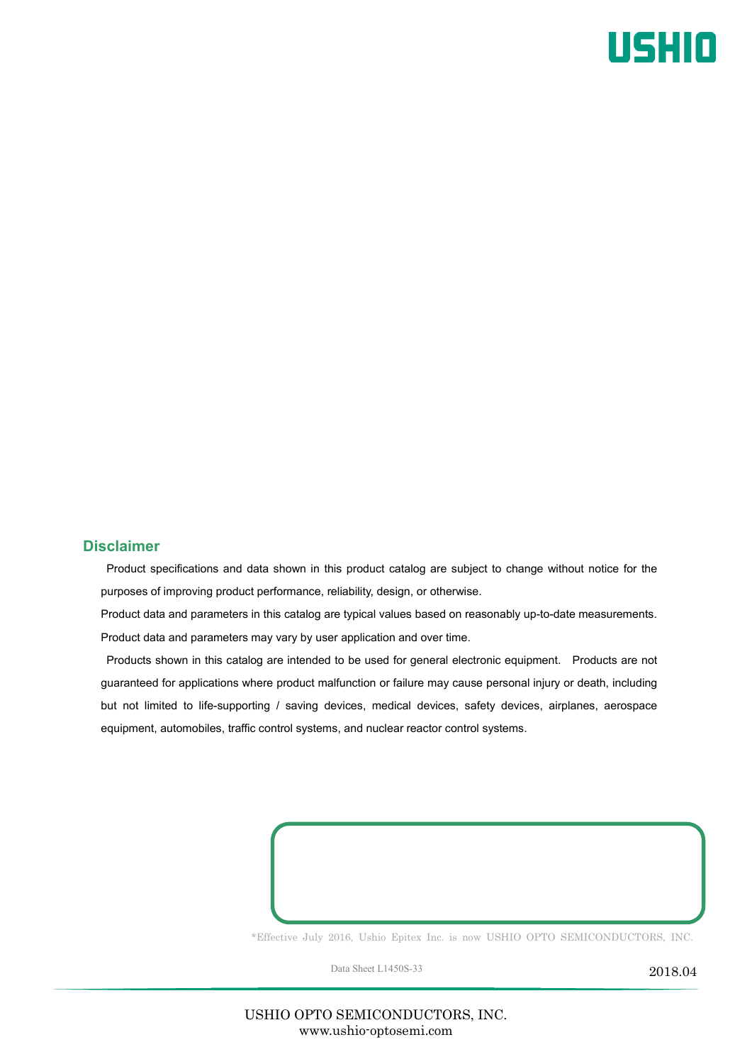## Disclaimer

Product specifications and data shown in this product catalog are subject to change without notice for the purposes of improving product performance, reliability, design, or otherwise.

Product data and parameters in this catalog are typical values based on reasonably up-to-date measurements. Product data and parameters may vary by user application and over time.

Products shown in this catalog are intended to be used for general electronic equipment. Products are not guaranteed for applications where product malfunction or failure may cause personal injury or death, including but not limited to life-supporting / saving devices, medical devices, safety devices, airplanes, aerospace equipment, automobiles, traffic control systems, and nuclear reactor control systems.

*Effective July 2016, Ushio Epitex Inc. is now USHIO OPTO SEMICONDUCTORS, INC.

Data Sheet L1450S-33

2018.04

USHIO OPTO SEMICONDUCTORS, INC.
www.ushio-optosemi.com